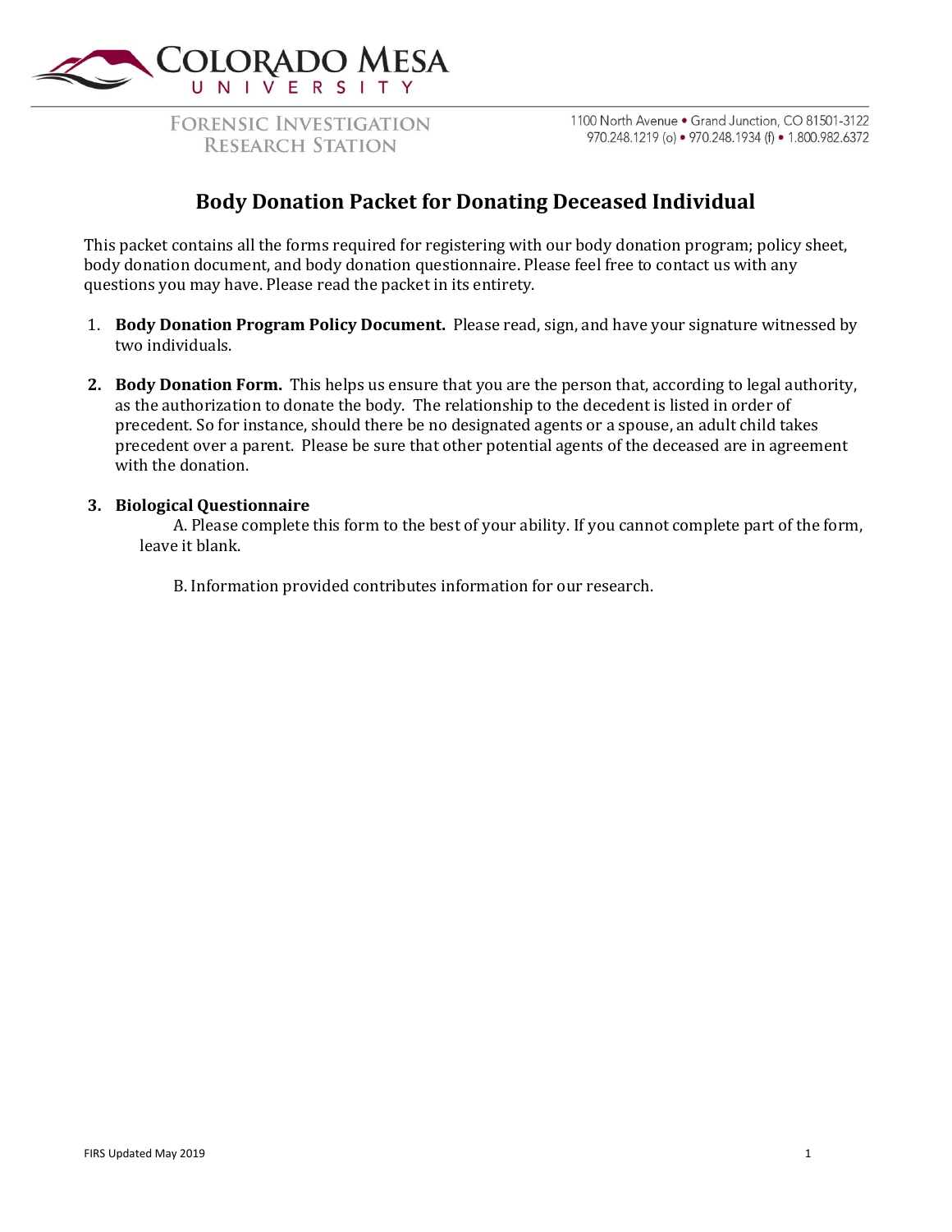COLORADO MESA UNIVERSITY

FORENSIC INVESTIGATION RESEARCH STATION

1100 North Avenue • Grand Junction, CO 81501-3122
970.248.1219 (o) • 970.248.1934 (f) • 1.800.982.6372

# Body Donation Packet for Donating Deceased Individual

This packet contains all the forms required for registering with our body donation program; policy sheet, body donation document, and body donation questionnaire. Please feel free to contact us with any questions you may have. Please read the packet in its entirety.

1. **Body Donation Program Policy Document.** Please read, sign, and have your signature witnessed by two individuals.

2. **Body Donation Form.** This helps us ensure that you are the person that, according to legal authority, as the authorization to donate the body. The relationship to the decedent is listed in order of precedent. So for instance, should there be no designated agents or a spouse, an adult child takes precedent over a parent. Please be sure that other potential agents of the deceased are in agreement with the donation.

3. **Biological Questionnaire**

   A. Please complete this form to the best of your ability. If you cannot complete part of the form, leave it blank.

   B. Information provided contributes information for our research.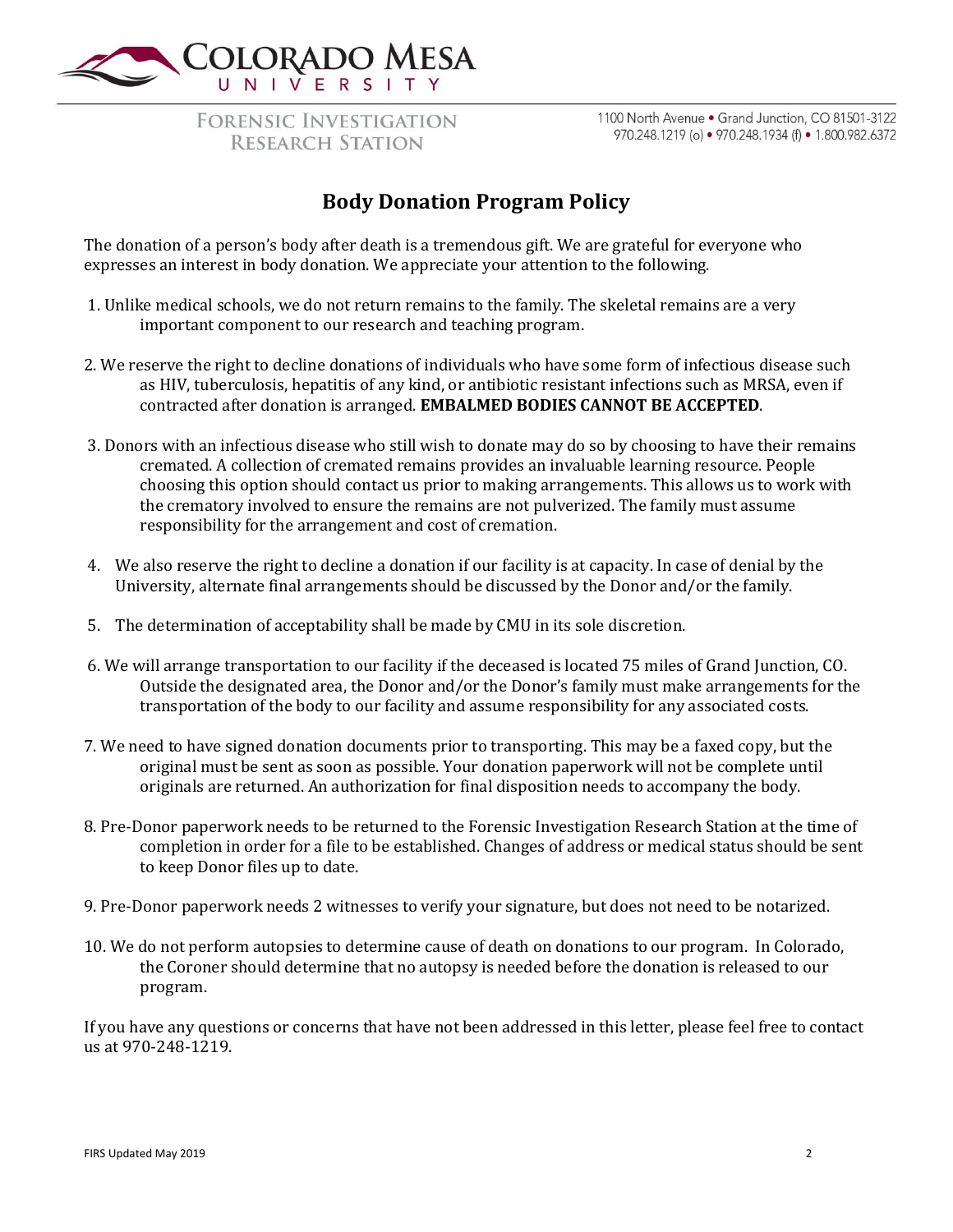COLORADO MESA UNIVERSITY

FORENSIC INVESTIGATION RESEARCH STATION

1100 North Avenue • Grand Junction, CO 81501-3122
970.248.1219 (o) • 970.248.1934 (f) • 1.800.982.6372

# Body Donation Program Policy

The donation of a person's body after death is a tremendous gift. We are grateful for everyone who expresses an interest in body donation. We appreciate your attention to the following.

1. Unlike medical schools, we do not return remains to the family. The skeletal remains are a very important component to our research and teaching program.

2. We reserve the right to decline donations of individuals who have some form of infectious disease such as HIV, tuberculosis, hepatitis of any kind, or antibiotic resistant infections such as MRSA, even if contracted after donation is arranged. **EMBALMED BODIES CANNOT BE ACCEPTED**.

3. Donors with an infectious disease who still wish to donate may do so by choosing to have their remains cremated. A collection of cremated remains provides an invaluable learning resource. People choosing this option should contact us prior to making arrangements. This allows us to work with the crematory involved to ensure the remains are not pulverized. The family must assume responsibility for the arrangement and cost of cremation.

4. We also reserve the right to decline a donation if our facility is at capacity. In case of denial by the University, alternate final arrangements should be discussed by the Donor and/or the family.

5. The determination of acceptability shall be made by CMU in its sole discretion.

6. We will arrange transportation to our facility if the deceased is located 75 miles of Grand Junction, CO. Outside the designated area, the Donor and/or the Donor's family must make arrangements for the transportation of the body to our facility and assume responsibility for any associated costs.

7. We need to have signed donation documents prior to transporting. This may be a faxed copy, but the original must be sent as soon as possible. Your donation paperwork will not be complete until originals are returned. An authorization for final disposition needs to accompany the body.

8. Pre-Donor paperwork needs to be returned to the Forensic Investigation Research Station at the time of completion in order for a file to be established. Changes of address or medical status should be sent to keep Donor files up to date.

9. Pre-Donor paperwork needs 2 witnesses to verify your signature, but does not need to be notarized.

10. We do not perform autopsies to determine cause of death on donations to our program. In Colorado, the Coroner should determine that no autopsy is needed before the donation is released to our program.

If you have any questions or concerns that have not been addressed in this letter, please feel free to contact us at 970-248-1219.

FIRS Updated May 2019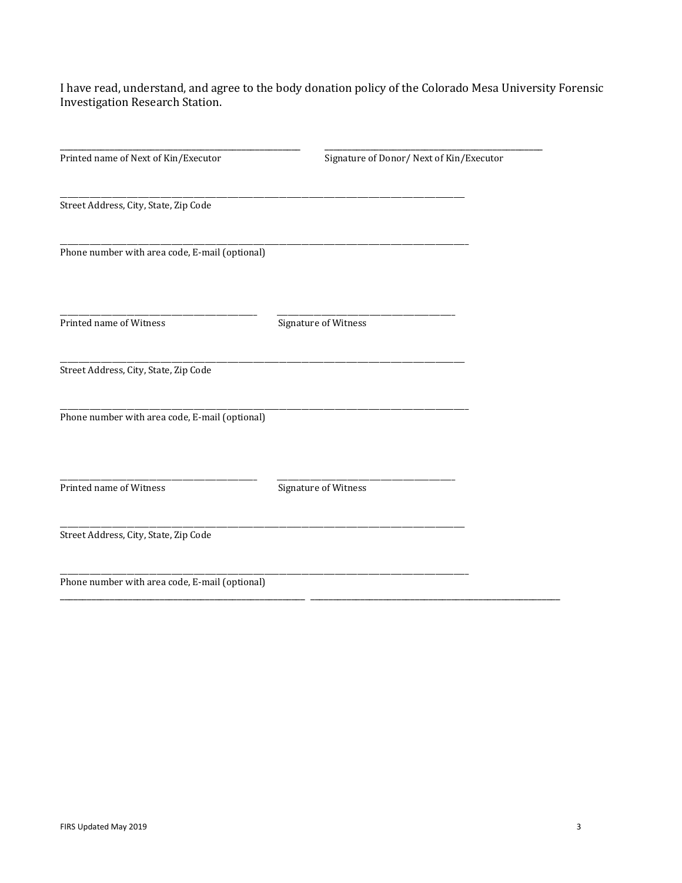I have read, understand, and agree to the body donation policy of the Colorado Mesa University Forensic Investigation Research Station.

\_\_\_\_\_\_\_\_\_\_\_\_\_\_\_\_\_\_\_\_\_\_\_\_\_\_\_\_\_\_\_\_\_\_\_\_ \_\_\_\_\_\_\_\_\_\_\_\_\_\_\_\_\_\_\_\_\_\_\_\_\_\_\_\_\_\_\_\_\_\_\_\_

Printed name of Next of Kin/Executor Signature of Donor/ Next of Kin/Executor

\_\_\_\_\_\_\_\_\_\_\_\_\_\_\_\_\_\_\_\_\_\_\_\_\_\_\_\_\_\_\_\_\_\_\_\_\_\_\_\_\_\_\_\_\_\_\_\_\_\_\_\_\_\_\_\_\_\_\_\_

Street Address, City, State, Zip Code

\_\_\_\_\_\_\_\_\_\_\_\_\_\_\_\_\_\_\_\_\_\_\_\_\_\_\_\_\_\_\_\_\_\_\_\_\_\_\_\_\_\_\_\_\_\_\_\_\_\_\_\_\_\_\_\_\_\_\_\_

Phone number with area code, E-mail (optional)

\_\_\_\_\_\_\_\_\_\_\_\_\_\_\_\_\_\_\_\_\_\_\_\_\_\_\_\_\_\_ \_\_\_\_\_\_\_\_\_\_\_\_\_\_\_\_\_\_\_\_\_\_\_\_\_\_\_\_\_\_

Printed name of Witness Signature of Witness

\_\_\_\_\_\_\_\_\_\_\_\_\_\_\_\_\_\_\_\_\_\_\_\_\_\_\_\_\_\_\_\_\_\_\_\_\_\_\_\_\_\_\_\_\_\_\_\_\_\_\_\_\_\_\_\_\_\_\_\_

Street Address, City, State, Zip Code

\_\_\_\_\_\_\_\_\_\_\_\_\_\_\_\_\_\_\_\_\_\_\_\_\_\_\_\_\_\_\_\_\_\_\_\_\_\_\_\_\_\_\_\_\_\_\_\_\_\_\_\_\_\_\_\_\_\_\_\_

Phone number with area code, E-mail (optional)

\_\_\_\_\_\_\_\_\_\_\_\_\_\_\_\_\_\_\_\_\_\_\_\_\_\_\_\_\_\_ \_\_\_\_\_\_\_\_\_\_\_\_\_\_\_\_\_\_\_\_\_\_\_\_\_\_\_\_\_\_

Printed name of Witness Signature of Witness

\_\_\_\_\_\_\_\_\_\_\_\_\_\_\_\_\_\_\_\_\_\_\_\_\_\_\_\_\_\_\_\_\_\_\_\_\_\_\_\_\_\_\_\_\_\_\_\_\_\_\_\_\_\_\_\_\_\_\_\_

Street Address, City, State, Zip Code

\_\_\_\_\_\_\_\_\_\_\_\_\_\_\_\_\_\_\_\_\_\_\_\_\_\_\_\_\_\_\_\_\_\_\_\_\_\_\_\_\_\_\_\_\_\_\_\_\_\_\_\_\_\_\_\_\_\_\_\_

Phone number with area code, E-mail (optional)

\_\_\_\_\_\_\_\_\_\_\_\_\_\_\_\_\_\_\_\_\_\_\_\_\_\_\_\_\_\_\_\_\_\_\_\_\_\_ \_\_\_\_\_\_\_\_\_\_\_\_\_\_\_\_\_\_\_\_\_\_\_\_\_\_\_\_\_\_\_\_\_\_\_\_\_\_

FIRS Updated May 2019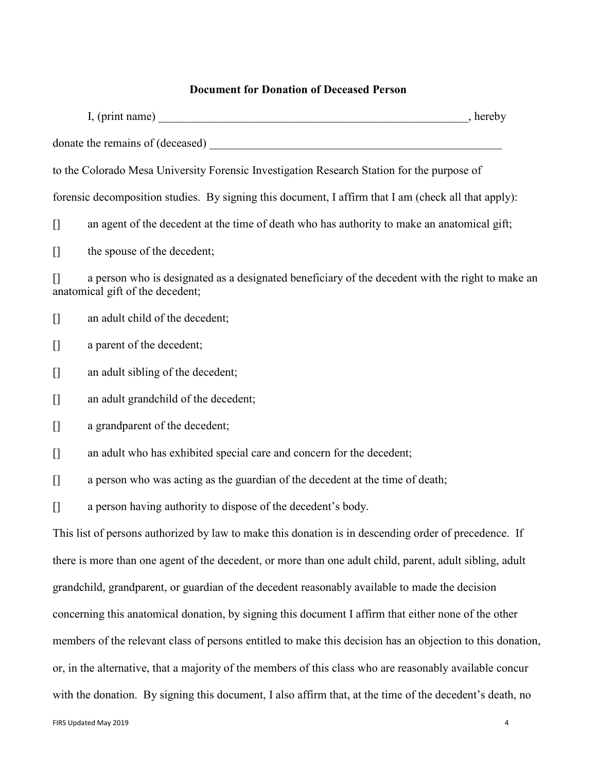**Document for Donation of Deceased Person**

I, (print name) \_\_\_\_\_\_\_\_\_\_\_\_\_\_\_\_\_\_\_\_\_\_\_\_\_\_\_\_\_\_\_\_\_\_\_\_\_\_\_\_\_\_\_\_\_\_\_\_\_\_\_\_\_\_, hereby donate the remains of (deceased) \_\_\_\_\_\_\_\_\_\_\_\_\_\_\_\_\_\_\_\_\_\_\_\_\_\_\_\_\_\_\_\_\_\_\_\_\_\_\_\_\_\_\_\_\_\_\_\_\_\_\_\_ to the Colorado Mesa University Forensic Investigation Research Station for the purpose of forensic decomposition studies. By signing this document, I affirm that I am (check all that apply):

[] an agent of the decedent at the time of death who has authority to make an anatomical gift;

[] the spouse of the decedent;

[] a person who is designated as a designated beneficiary of the decedent with the right to make an anatomical gift of the decedent;

[] an adult child of the decedent;

[] a parent of the decedent;

[] an adult sibling of the decedent;

[] an adult grandchild of the decedent;

[] a grandparent of the decedent;

[] an adult who has exhibited special care and concern for the decedent;

[] a person who was acting as the guardian of the decedent at the time of death;

[] a person having authority to dispose of the decedent's body.

This list of persons authorized by law to make this donation is in descending order of precedence. If there is more than one agent of the decedent, or more than one adult child, parent, adult sibling, adult grandchild, grandparent, or guardian of the decedent reasonably available to made the decision concerning this anatomical donation, by signing this document I affirm that either none of the other members of the relevant class of persons entitled to make this decision has an objection to this donation, or, in the alternative, that a majority of the members of this class who are reasonably available concur with the donation. By signing this document, I also affirm that, at the time of the decedent's death, no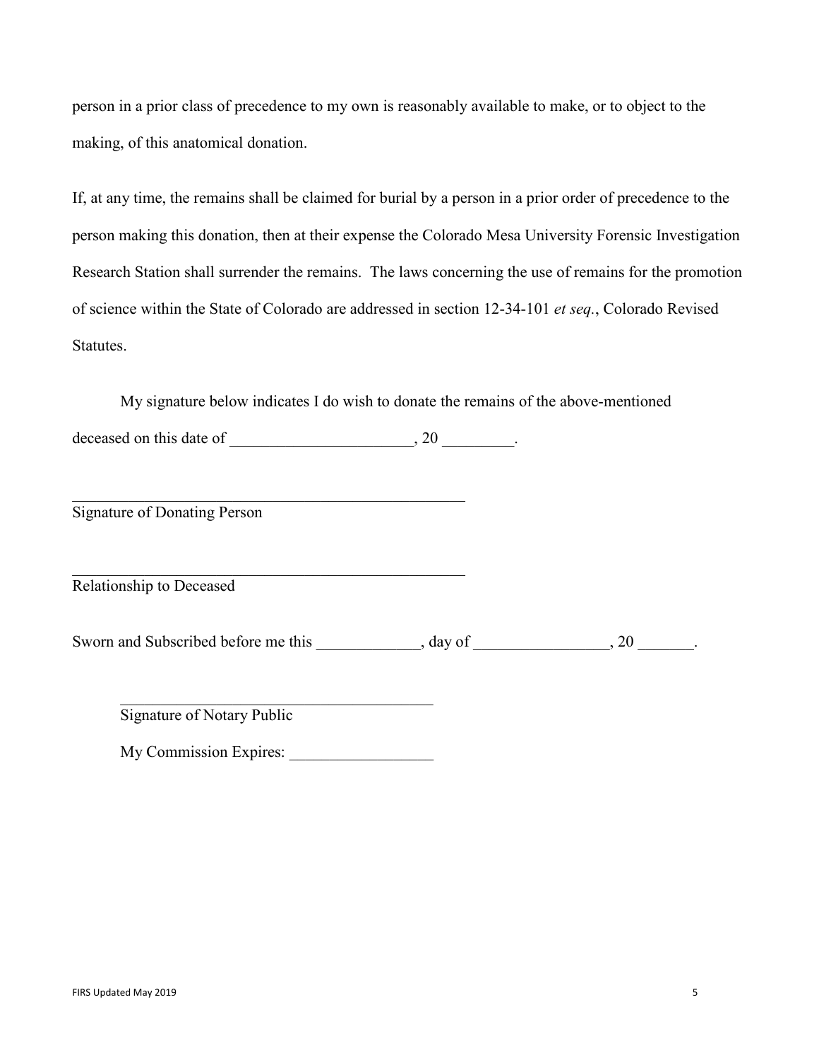person in a prior class of precedence to my own is reasonably available to make, or to object to the making, of this anatomical donation.

If, at any time, the remains shall be claimed for burial by a person in a prior order of precedence to the person making this donation, then at their expense the Colorado Mesa University Forensic Investigation Research Station shall surrender the remains. The laws concerning the use of remains for the promotion of science within the State of Colorado are addressed in section 12-34-101 *et seq.*, Colorado Revised Statutes.

My signature below indicates I do wish to donate the remains of the above-mentioned deceased on this date of _______________________, 20 _________.

__________________________________________________

Signature of Donating Person

__________________________________________________

Relationship to Deceased

Sworn and Subscribed before me this _____________, day of _________________, 20 _______.

________________________________________

Signature of Notary Public

My Commission Expires: __________________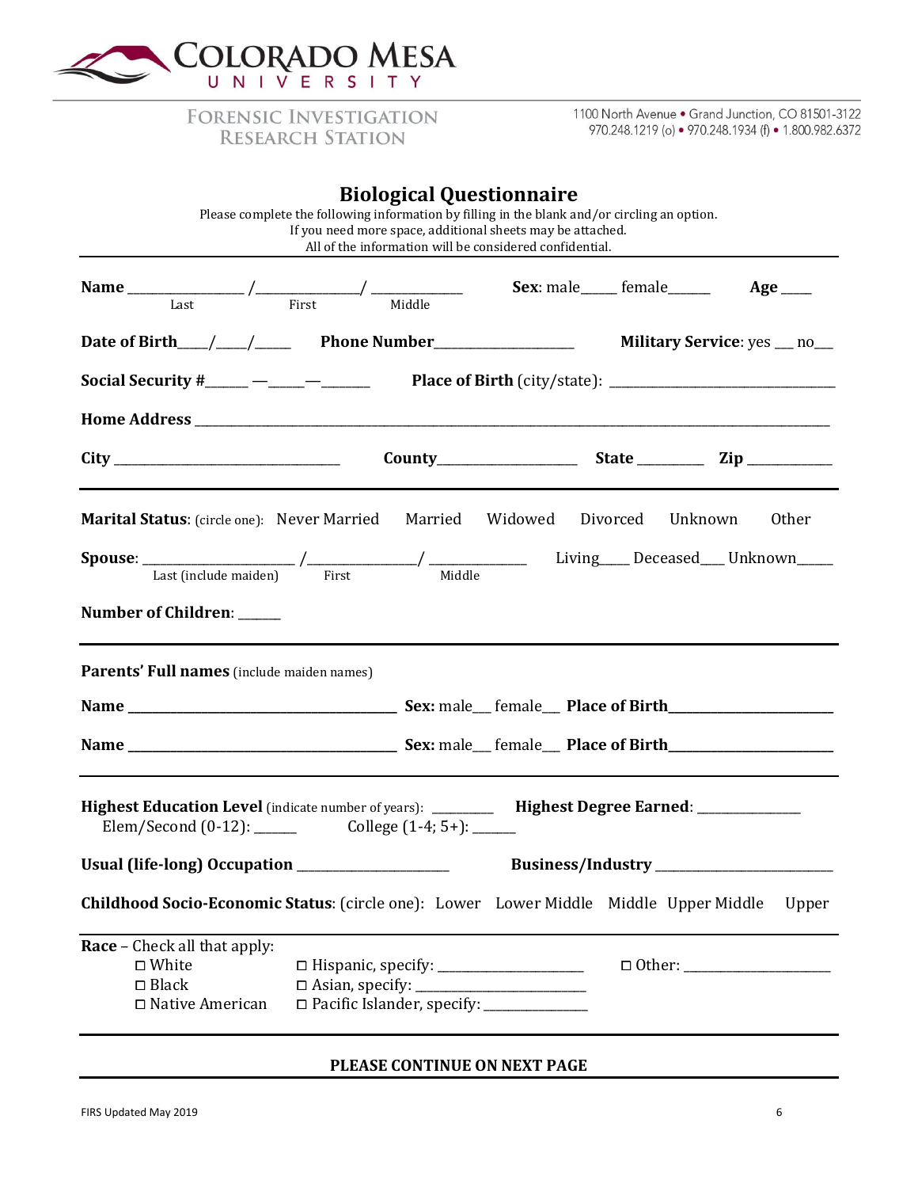COLORADO MESA UNIVERSITY

FORENSIC INVESTIGATION RESEARCH STATION

1100 North Avenue • Grand Junction, CO 81501-3122
970.248.1219 (o) • 970.248.1934 (f) • 1.800.982.6372

# Biological Questionnaire

Please complete the following information by filling in the blank and/or circling an option.
If you need more space, additional sheets may be attached.
All of the information will be considered confidential.

---

**Name** _______________ / _______________ / _____________ **Sex**: male_____ female______ **Age** ____
Last First Middle

**Date of Birth**____/____/_____ **Phone Number**____________________ **Military Service**: yes ___ no___

**Social Security #**______ —_____—_______ **Place of Birth** (city/state): ___________________________________

**Home Address** ___________________________________________________________________________________

**City** ___________________________________ **County**____________________ **State** _________ **Zip** ____________

---

**Marital Status**: (circle one): Never Married Married Widowed Divorced Unknown Other

**Spouse**: _____________________ /_______________/ _____________ Living____ Deceased___ Unknown_____
Last (include maiden) First Middle

**Number of Children**: ______

---

**Parents' Full names** (include maiden names)

**Name** ________________________________________ **Sex:** male___ female___ **Place of Birth**_______________________

**Name** ________________________________________ **Sex:** male___ female___ **Place of Birth**_______________________

---

**Highest Education Level** (indicate number of years): _________ **Highest Degree Earned**: _______________
Elem/Second (0-12): ______ College (1-4; 5+): ______

**Usual (life-long) Occupation** _______________________ **Business/Industry** __________________________

**Childhood Socio-Economic Status**: (circle one): Lower Lower Middle Middle Upper Middle Upper

---

**Race** – Check all that apply:

- ☐ White
- ☐ Black
- ☐ Native American
- ☐ Hispanic, specify: _____________________
- ☐ Asian, specify: _________________________
- ☐ Pacific Islander, specify: _______________
- ☐ Other: ______________________

---

**PLEASE CONTINUE ON NEXT PAGE**

FIRS Updated May 2019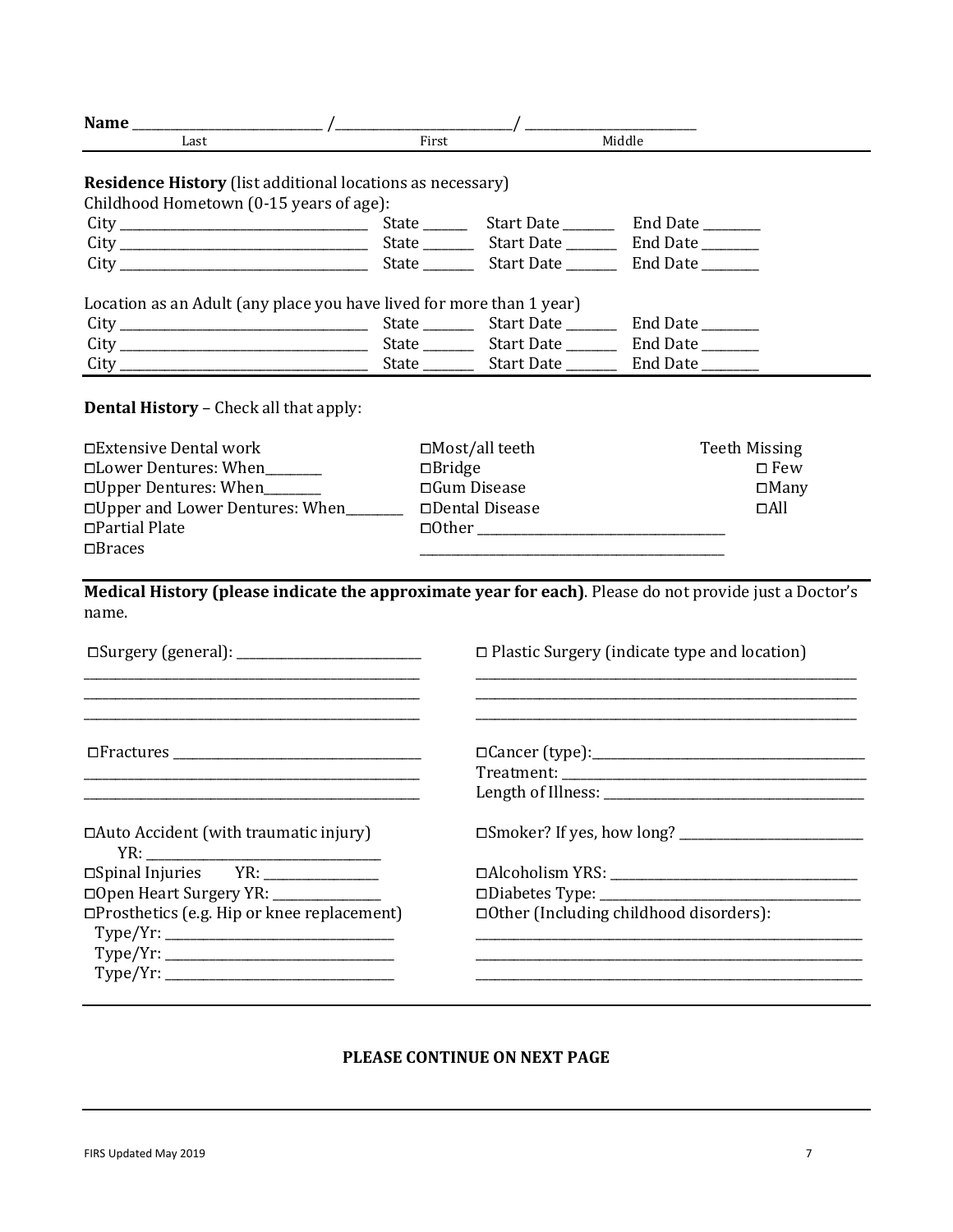**Name** ____________________________ / ____________________________ / ____________________________
Last                                   First                                   Middle

---

**Residence History** (list additional locations as necessary)

Childhood Hometown (0-15 years of age):

City ______________________________ State ______ Start Date _______ End Date ________
City ______________________________ State _______ Start Date _______ End Date ________
City ______________________________ State _______ Start Date _______ End Date ________

Location as an Adult (any place you have lived for more than 1 year)

City ______________________________ State _______ Start Date _______ End Date ________
City ______________________________ State _______ Start Date _______ End Date ________
City ______________________________ State _______ Start Date _______ End Date ________

---

**Dental History** – Check all that apply:

☐Extensive Dental work
☐Lower Dentures: When________
☐Upper Dentures: When________
☐Upper and Lower Dentures: When________
☐Partial Plate
☐Braces

☐Most/all teeth
☐Bridge
☐Gum Disease
☐Dental Disease
☐Other ______________________________
______________________________________

Teeth Missing
☐ Few
☐Many
☐All

---

**Medical History (please indicate the approximate year for each)**. Please do not provide just a Doctor's name.

☐Surgery (general): ___________________________
_______________________________________________
_______________________________________________
_______________________________________________

☐Fractures ____________________________________
_______________________________________________
_______________________________________________

☐Auto Accident (with traumatic injury)
YR: ________________________________

☐Spinal Injuries    YR: _______________

☐Open Heart Surgery YR: _______________

☐Prosthetics (e.g. Hip or knee replacement)
Type/Yr: ________________________________
Type/Yr: ________________________________
Type/Yr: ________________________________

☐ Plastic Surgery (indicate type and location)
_______________________________________________
_______________________________________________
_______________________________________________

☐Cancer (type):_________________________________
Treatment: ____________________________________
Length of Illness: _______________________________

☐Smoker? If yes, how long? ___________________________

☐Alcoholism YRS: __________________________________

☐Diabetes Type: ____________________________________

☐Other (Including childhood disorders):
_______________________________________________
_______________________________________________
_______________________________________________

---

**PLEASE CONTINUE ON NEXT PAGE**

FIRS Updated May 2019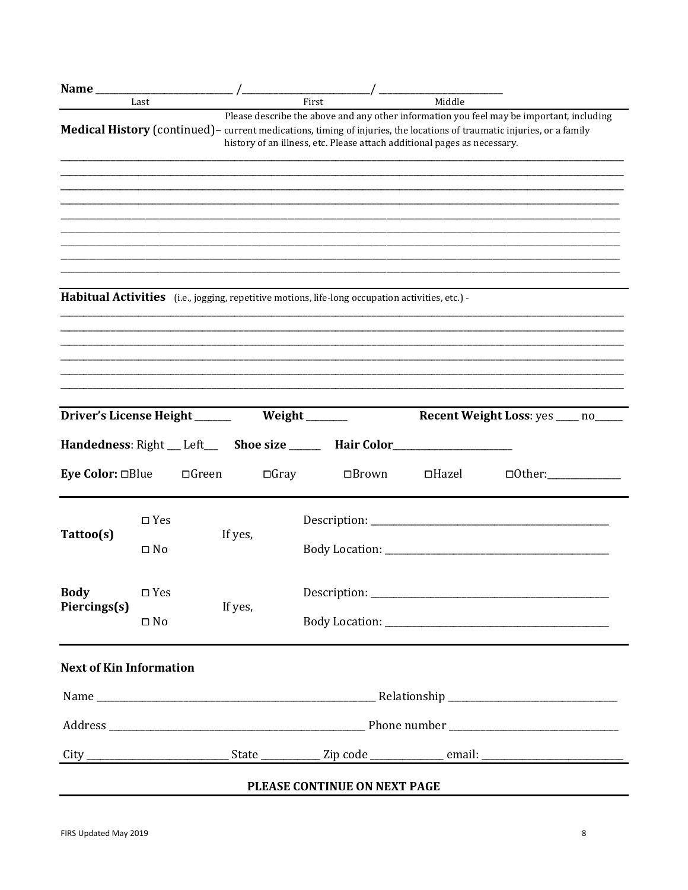**Name** ____________________ / ____________________ / ____________________
Last / First / Middle

**Medical History** (continued) – Please describe the above and any other information you feel may be important, including current medications, timing of injuries, the locations of traumatic injuries, or a family history of an illness, etc. Please attach additional pages as necessary.

______________________________________________________________________________
______________________________________________________________________________
______________________________________________________________________________
______________________________________________________________________________
______________________________________________________________________________
______________________________________________________________________________
______________________________________________________________________________
______________________________________________________________________________
______________________________________________________________________________

**Habitual Activities** (i.e., jogging, repetitive motions, life-long occupation activities, etc.) -

______________________________________________________________________________
______________________________________________________________________________
______________________________________________________________________________
______________________________________________________________________________
______________________________________________________________________________
______________________________________________________________________________

**Driver's License Height** _______ **Weight** ________ **Recent Weight Loss**: yes _____ no______

**Handedness**: Right ___ Left___ **Shoe size** ______ **Hair Color**________________________

**Eye Color:** ☐Blue ☐Green ☐Gray ☐Brown ☐Hazel ☐Other:_______________

**Tattoo(s)** ☐ Yes ☐ No — If yes, Description: ________________________________ Body Location: ________________________________

**Body Piercings(s)** ☐ Yes ☐ No — If yes, Description: ________________________________ Body Location: ________________________________

**Next of Kin Information**

Name ________________________________ Relationship ________________________

Address ________________________________ Phone number ________________________

City ____________________ State __________ Zip code ____________ email: ____________________

**PLEASE CONTINUE ON NEXT PAGE**

FIRS Updated May 2019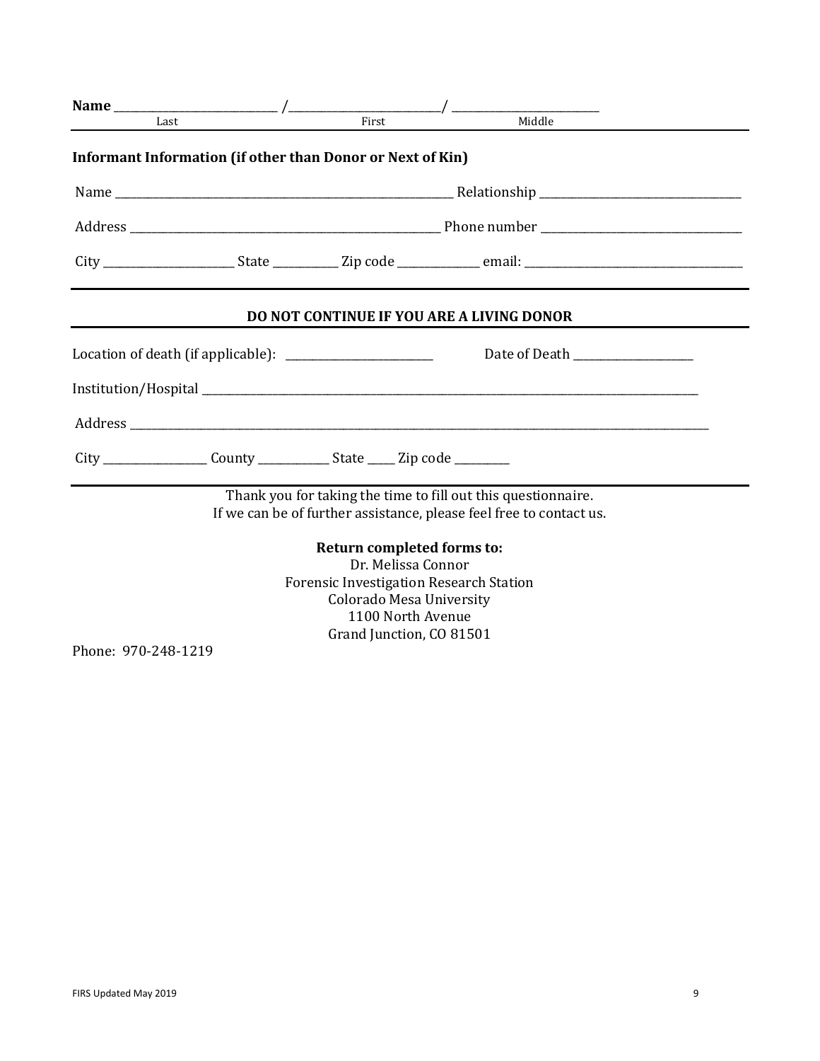**Name** ___________________________ /__________________________/ _________________________
Last First Middle

**Informant Information (if other than Donor or Next of Kin)**

Name __________________________________________________________ Relationship __________________________________

Address ____________________________________________________ Phone number _________________________________

City _____________________ State __________ Zip code _____________ email: ___________________________________

**DO NOT CONTINUE IF YOU ARE A LIVING DONOR**

Location of death (if applicable): ________________________ Date of Death ___________________

Institution/Hospital _____________________________________________________________________________________

Address _______________________________________________________________________________________________

City _________________ County ____________ State _____ Zip code _________

Thank you for taking the time to fill out this questionnaire.
If we can be of further assistance, please feel free to contact us.

**Return completed forms to:**
Dr. Melissa Connor
Forensic Investigation Research Station
Colorado Mesa University
1100 North Avenue
Grand Junction, CO 81501

Phone: 970-248-1219